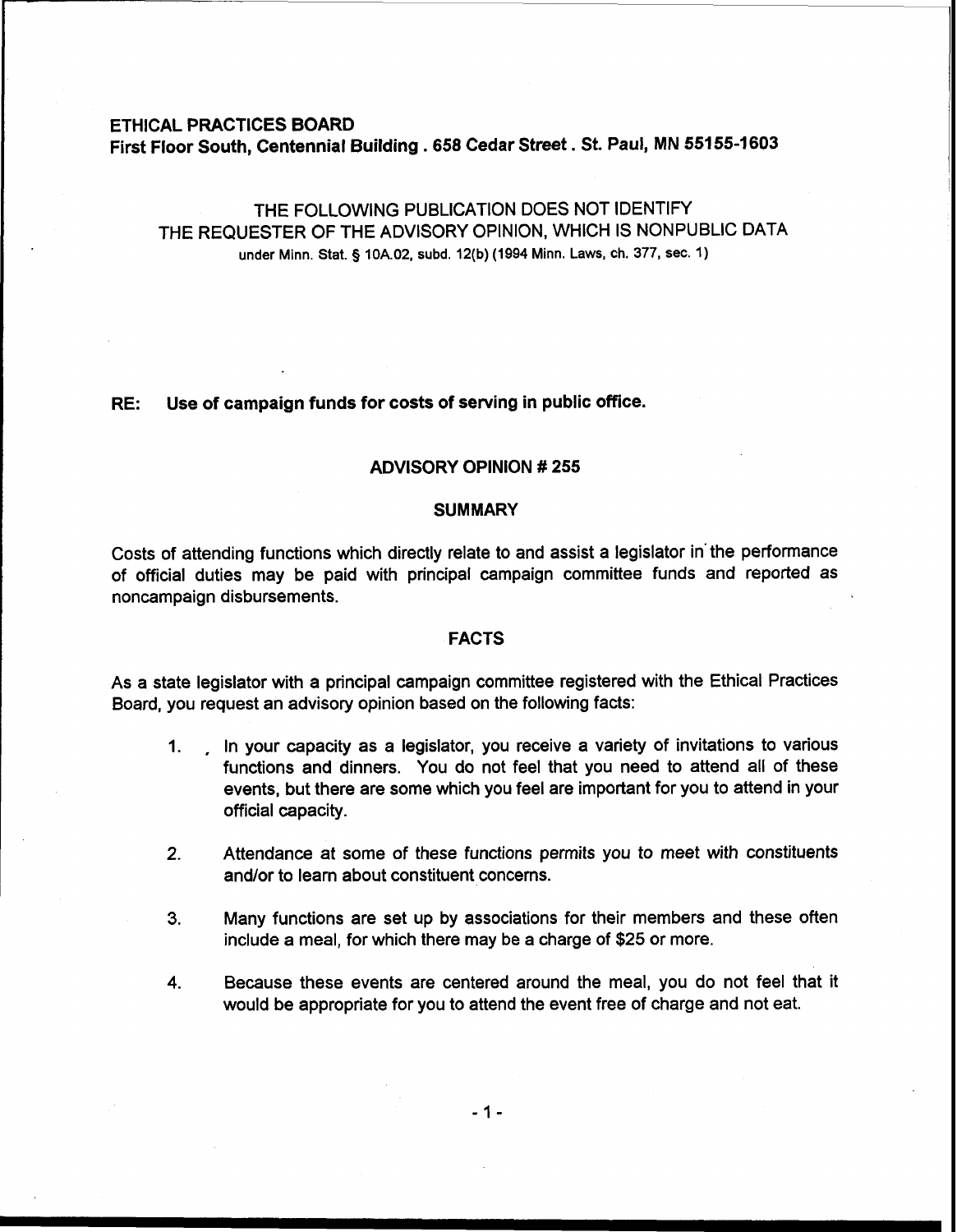**ETHICAL PRACTICES BOARD**
**First Floor South, Centennial Building . 658 Cedar Street . St. Paul, MN 55155-1603**

THE FOLLOWING PUBLICATION DOES NOT IDENTIFY
THE REQUESTER OF THE ADVISORY OPINION, WHICH IS NONPUBLIC DATA
under Minn. Stat. § 10A.02, subd. 12(b) (1994 Minn. Laws, ch. 377, sec. 1)

**RE: Use of campaign funds for costs of serving in public office.**

## ADVISORY OPINION # 255

### SUMMARY

Costs of attending functions which directly relate to and assist a legislator in the performance of official duties may be paid with principal campaign committee funds and reported as noncampaign disbursements.

### FACTS

As a state legislator with a principal campaign committee registered with the Ethical Practices Board, you request an advisory opinion based on the following facts:

1. In your capacity as a legislator, you receive a variety of invitations to various functions and dinners. You do not feel that you need to attend all of these events, but there are some which you feel are important for you to attend in your official capacity.

2. Attendance at some of these functions permits you to meet with constituents and/or to learn about constituent concerns.

3. Many functions are set up by associations for their members and these often include a meal, for which there may be a charge of $25 or more.

4. Because these events are centered around the meal, you do not feel that it would be appropriate for you to attend the event free of charge and not eat.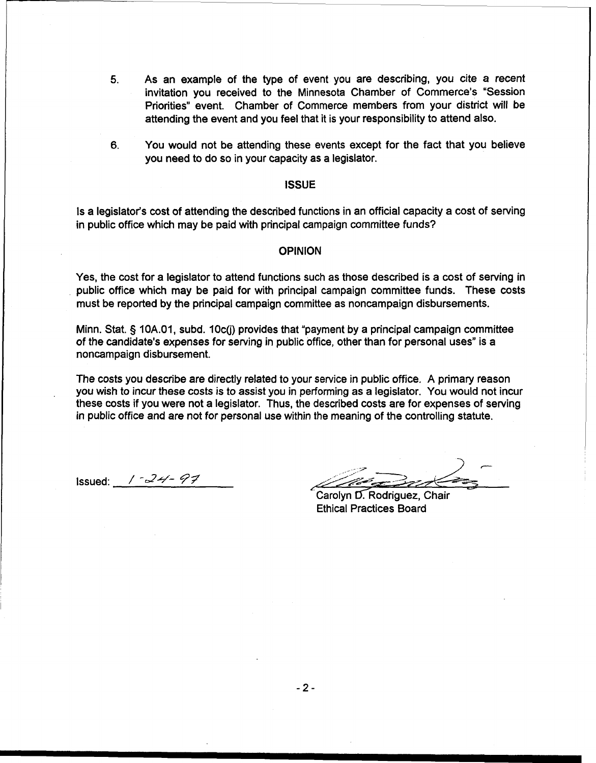5. As an example of the type of event you are describing, you cite a recent invitation you received to the Minnesota Chamber of Commerce's "Session Priorities" event. Chamber of Commerce members from your district will be attending the event and you feel that it is your responsibility to attend also.

6. You would not be attending these events except for the fact that you believe you need to do so in your capacity as a legislator.

## ISSUE

Is a legislator's cost of attending the described functions in an official capacity a cost of serving in public office which may be paid with principal campaign committee funds?

## OPINION

Yes, the cost for a legislator to attend functions such as those described is a cost of serving in public office which may be paid for with principal campaign committee funds. These costs must be reported by the principal campaign committee as noncampaign disbursements.

Minn. Stat. § 10A.01, subd. 10c(j) provides that "payment by a principal campaign committee of the candidate's expenses for serving in public office, other than for personal uses" is a noncampaign disbursement.

The costs you describe are directly related to your service in public office. A primary reason you wish to incur these costs is to assist you in performing as a legislator. You would not incur these costs if you were not a legislator. Thus, the described costs are for expenses of serving in public office and are not for personal use within the meaning of the controlling statute.

Issued: 1-24-97

Carolyn D. Rodriguez, Chair
Ethical Practices Board